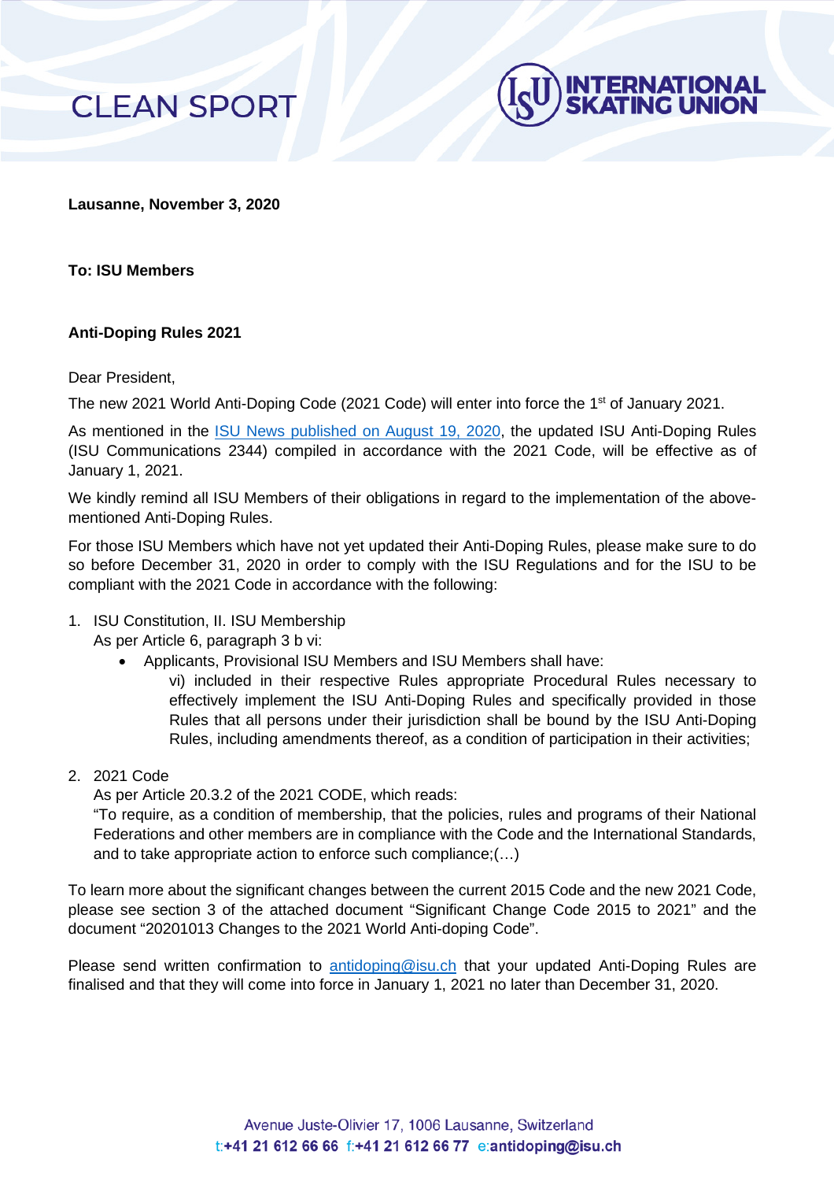CLEAN SPORT

INTERNATIONAL SKATING UNION

**Lausanne, November 3, 2020**

**To: ISU Members**

**Anti-Doping Rules 2021**

Dear President,

The new 2021 World Anti-Doping Code (2021 Code) will enter into force the 1st of January 2021.

As mentioned in the ISU News published on August 19, 2020, the updated ISU Anti-Doping Rules (ISU Communications 2344) compiled in accordance with the 2021 Code, will be effective as of January 1, 2021.

We kindly remind all ISU Members of their obligations in regard to the implementation of the above-mentioned Anti-Doping Rules.

For those ISU Members which have not yet updated their Anti-Doping Rules, please make sure to do so before December 31, 2020 in order to comply with the ISU Regulations and for the ISU to be compliant with the 2021 Code in accordance with the following:

1. ISU Constitution, II. ISU Membership
   As per Article 6, paragraph 3 b vi:
   - Applicants, Provisional ISU Members and ISU Members shall have:
     vi) included in their respective Rules appropriate Procedural Rules necessary to effectively implement the ISU Anti-Doping Rules and specifically provided in those Rules that all persons under their jurisdiction shall be bound by the ISU Anti-Doping Rules, including amendments thereof, as a condition of participation in their activities;

2. 2021 Code
   As per Article 20.3.2 of the 2021 CODE, which reads:
   "To require, as a condition of membership, that the policies, rules and programs of their National Federations and other members are in compliance with the Code and the International Standards, and to take appropriate action to enforce such compliance;(…)

To learn more about the significant changes between the current 2015 Code and the new 2021 Code, please see section 3 of the attached document "Significant Change Code 2015 to 2021" and the document "20201013 Changes to the 2021 World Anti-doping Code".

Please send written confirmation to antidoping@isu.ch that your updated Anti-Doping Rules are finalised and that they will come into force in January 1, 2021 no later than December 31, 2020.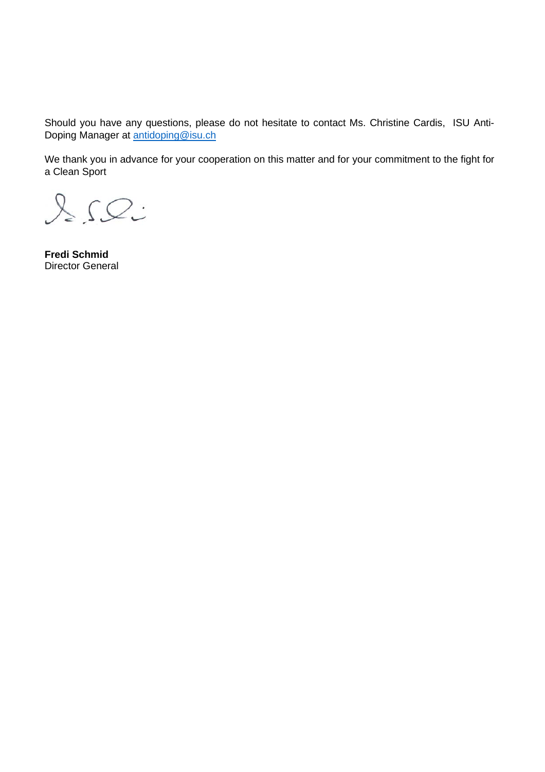Should you have any questions, please do not hesitate to contact Ms. Christine Cardis, ISU Anti-Doping Manager at antidoping@isu.ch

We thank you in advance for your cooperation on this matter and for your commitment to the fight for a Clean Sport

**Fredi Schmid**
Director General